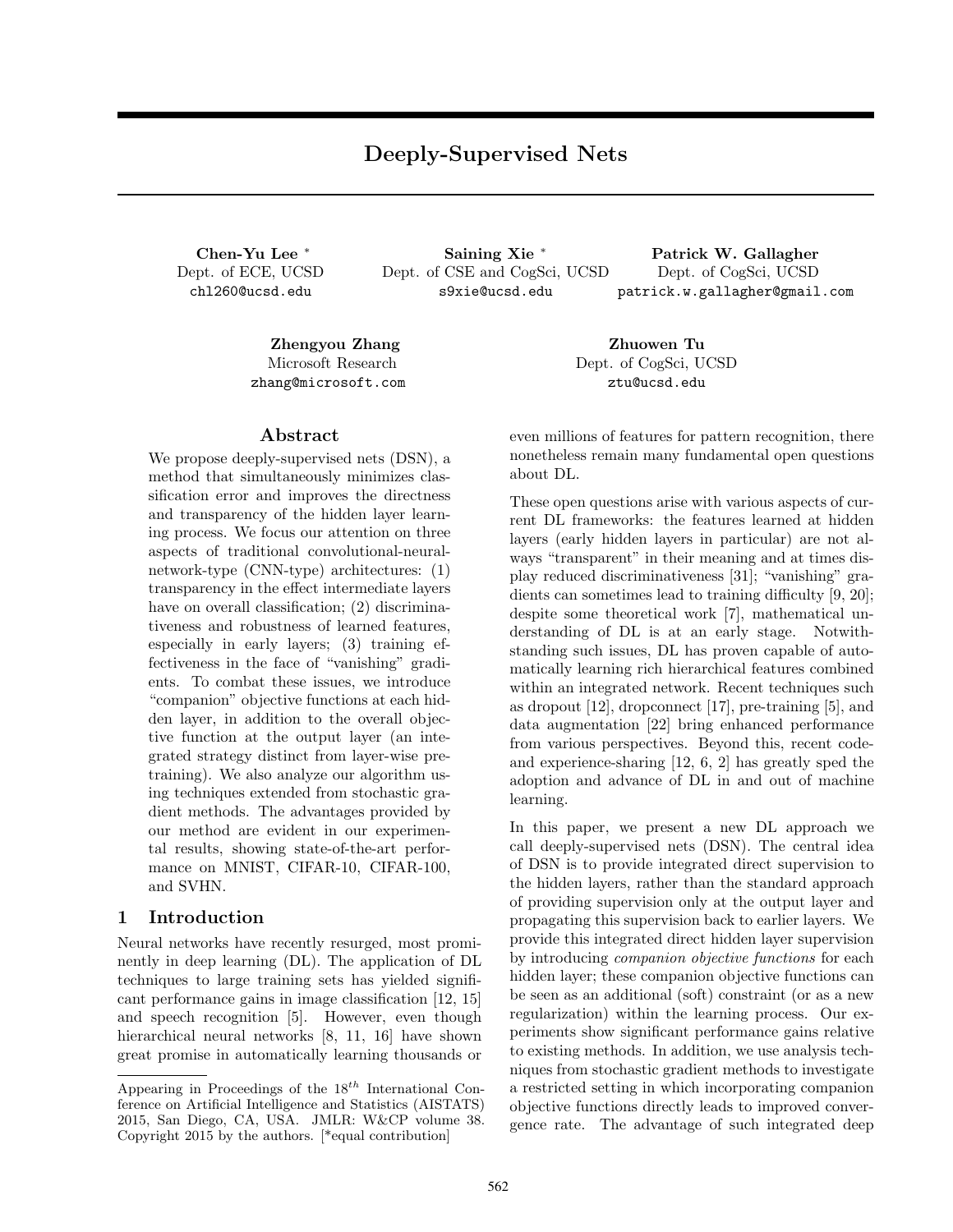# Deeply-Supervised Nets

**Chen-Yu Lee** *
Dept. of ECE, UCSD
chl260@ucsd.edu

**Saining Xie** *
Dept. of CSE and CogSci, UCSD
s9xie@ucsd.edu

**Patrick W. Gallagher**
Dept. of CogSci, UCSD
patrick.w.gallagher@gmail.com

**Zhengyou Zhang**
Microsoft Research
zhang@microsoft.com

**Zhuowen Tu**
Dept. of CogSci, UCSD
ztu@ucsd.edu

## Abstract

We propose deeply-supervised nets (DSN), a method that simultaneously minimizes classification error and improves the directness and transparency of the hidden layer learning process. We focus our attention on three aspects of traditional convolutional-neural-network-type (CNN-type) architectures: (1) transparency in the effect intermediate layers have on overall classification; (2) discriminativeness and robustness of learned features, especially in early layers; (3) training effectiveness in the face of "vanishing" gradients. To combat these issues, we introduce "companion" objective functions at each hidden layer, in addition to the overall objective function at the output layer (an integrated strategy distinct from layer-wise pre-training). We also analyze our algorithm using techniques extended from stochastic gradient methods. The advantages provided by our method are evident in our experimental results, showing state-of-the-art performance on MNIST, CIFAR-10, CIFAR-100, and SVHN.

## 1 Introduction

Neural networks have recently resurged, most prominently in deep learning (DL). The application of DL techniques to large training sets has yielded significant performance gains in image classification [12, 15] and speech recognition [5]. However, even though hierarchical neural networks [8, 11, 16] have shown great promise in automatically learning thousands or even millions of features for pattern recognition, there nonetheless remain many fundamental open questions about DL.

These open questions arise with various aspects of current DL frameworks: the features learned at hidden layers (early hidden layers in particular) are not always "transparent" in their meaning and at times display reduced discriminativeness [31]; "vanishing" gradients can sometimes lead to training difficulty [9, 20]; despite some theoretical work [7], mathematical understanding of DL is at an early stage. Notwithstanding such issues, DL has proven capable of automatically learning rich hierarchical features combined within an integrated network. Recent techniques such as dropout [12], dropconnect [17], pre-training [5], and data augmentation [22] bring enhanced performance from various perspectives. Beyond this, recent code- and experience-sharing [12, 6, 2] has greatly sped the adoption and advance of DL in and out of machine learning.

In this paper, we present a new DL approach we call deeply-supervised nets (DSN). The central idea of DSN is to provide integrated direct supervision to the hidden layers, rather than the standard approach of providing supervision only at the output layer and propagating this supervision back to earlier layers. We provide this integrated direct hidden layer supervision by introducing *companion objective functions* for each hidden layer; these companion objective functions can be seen as an additional (soft) constraint (or as a new regularization) within the learning process. Our experiments show significant performance gains relative to existing methods. In addition, we use analysis techniques from stochastic gradient methods to investigate a restricted setting in which incorporating companion objective functions directly leads to improved convergence rate. The advantage of such integrated deep

Appearing in Proceedings of the $18^{th}$ International Conference on Artificial Intelligence and Statistics (AISTATS) 2015, San Diego, CA, USA. JMLR: W&CP volume 38. Copyright 2015 by the authors. [*equal contribution]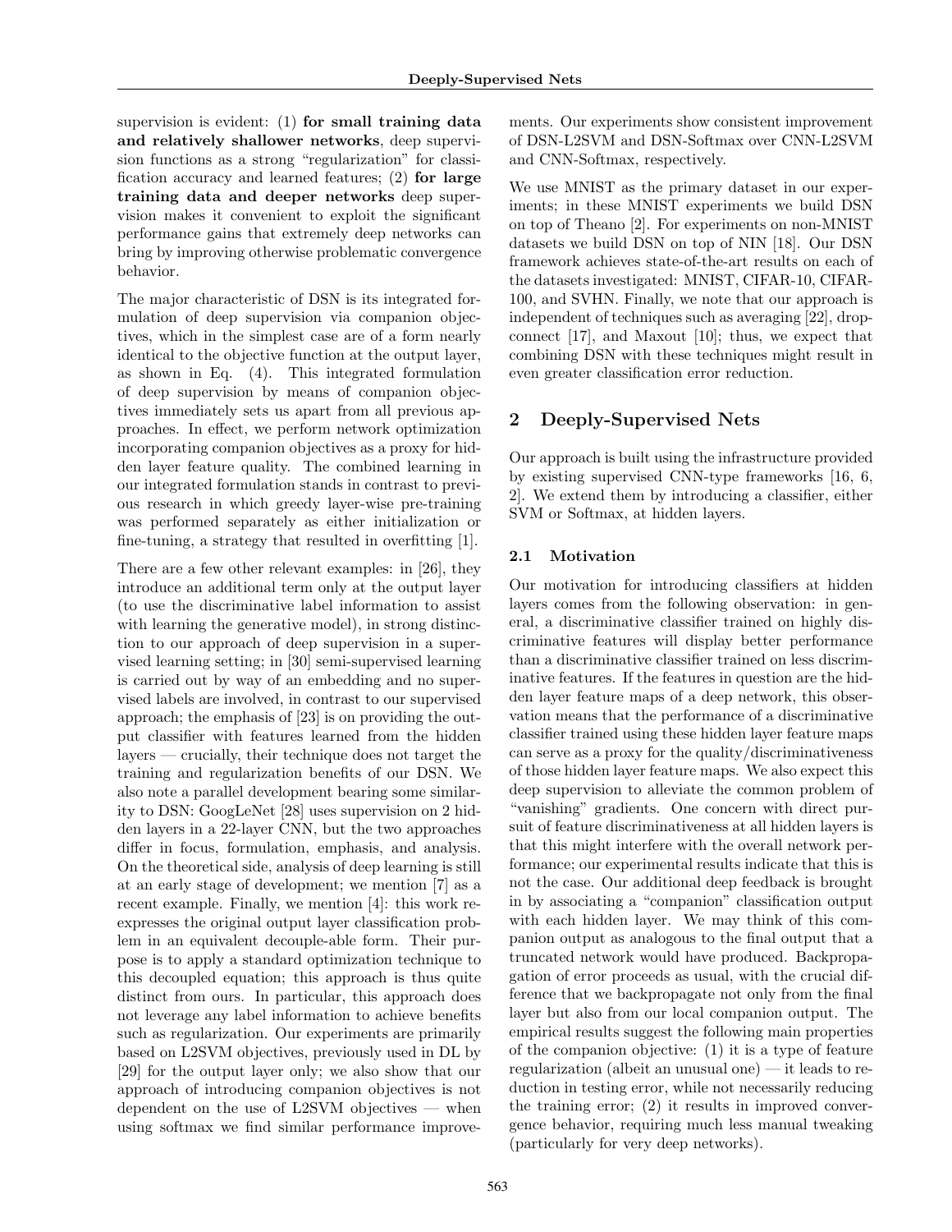supervision is evident: (1) **for small training data and relatively shallower networks**, deep supervision functions as a strong "regularization" for classification accuracy and learned features; (2) **for large training data and deeper networks** deep supervision makes it convenient to exploit the significant performance gains that extremely deep networks can bring by improving otherwise problematic convergence behavior.

The major characteristic of DSN is its integrated formulation of deep supervision via companion objectives, which in the simplest case are of a form nearly identical to the objective function at the output layer, as shown in Eq. (4). This integrated formulation of deep supervision by means of companion objectives immediately sets us apart from all previous approaches. In effect, we perform network optimization incorporating companion objectives as a proxy for hidden layer feature quality. The combined learning in our integrated formulation stands in contrast to previous research in which greedy layer-wise pre-training was performed separately as either initialization or fine-tuning, a strategy that resulted in overfitting [1].

There are a few other relevant examples: in [26], they introduce an additional term only at the output layer (to use the discriminative label information to assist with learning the generative model), in strong distinction to our approach of deep supervision in a supervised learning setting; in [30] semi-supervised learning is carried out by way of an embedding and no supervised labels are involved, in contrast to our supervised approach; the emphasis of [23] is on providing the output classifier with features learned from the hidden layers — crucially, their technique does not target the training and regularization benefits of our DSN. We also note a parallel development bearing some similarity to DSN: GoogLeNet [28] uses supervision on 2 hidden layers in a 22-layer CNN, but the two approaches differ in focus, formulation, emphasis, and analysis. On the theoretical side, analysis of deep learning is still at an early stage of development; we mention [7] as a recent example. Finally, we mention [4]: this work reexpresses the original output layer classification problem in an equivalent decouple-able form. Their purpose is to apply a standard optimization technique to this decoupled equation; this approach is thus quite distinct from ours. In particular, this approach does not leverage any label information to achieve benefits such as regularization. Our experiments are primarily based on L2SVM objectives, previously used in DL by [29] for the output layer only; we also show that our approach of introducing companion objectives is not dependent on the use of L2SVM objectives — when using softmax we find similar performance improvements. Our experiments show consistent improvement of DSN-L2SVM and DSN-Softmax over CNN-L2SVM and CNN-Softmax, respectively.

We use MNIST as the primary dataset in our experiments; in these MNIST experiments we build DSN on top of Theano [2]. For experiments on non-MNIST datasets we build DSN on top of NIN [18]. Our DSN framework achieves state-of-the-art results on each of the datasets investigated: MNIST, CIFAR-10, CIFAR-100, and SVHN. Finally, we note that our approach is independent of techniques such as averaging [22], dropconnect [17], and Maxout [10]; thus, we expect that combining DSN with these techniques might result in even greater classification error reduction.

## 2 Deeply-Supervised Nets

Our approach is built using the infrastructure provided by existing supervised CNN-type frameworks [16, 6, 2]. We extend them by introducing a classifier, either SVM or Softmax, at hidden layers.

### 2.1 Motivation

Our motivation for introducing classifiers at hidden layers comes from the following observation: in general, a discriminative classifier trained on highly discriminative features will display better performance than a discriminative classifier trained on less discriminative features. If the features in question are the hidden layer feature maps of a deep network, this observation means that the performance of a discriminative classifier trained using these hidden layer feature maps can serve as a proxy for the quality/discriminativeness of those hidden layer feature maps. We also expect this deep supervision to alleviate the common problem of "vanishing" gradients. One concern with direct pursuit of feature discriminativeness at all hidden layers is that this might interfere with the overall network performance; our experimental results indicate that this is not the case. Our additional deep feedback is brought in by associating a "companion" classification output with each hidden layer. We may think of this companion output as analogous to the final output that a truncated network would have produced. Backpropagation of error proceeds as usual, with the crucial difference that we backpropagate not only from the final layer but also from our local companion output. The empirical results suggest the following main properties of the companion objective: (1) it is a type of feature regularization (albeit an unusual one) — it leads to reduction in testing error, while not necessarily reducing the training error; (2) it results in improved convergence behavior, requiring much less manual tweaking (particularly for very deep networks).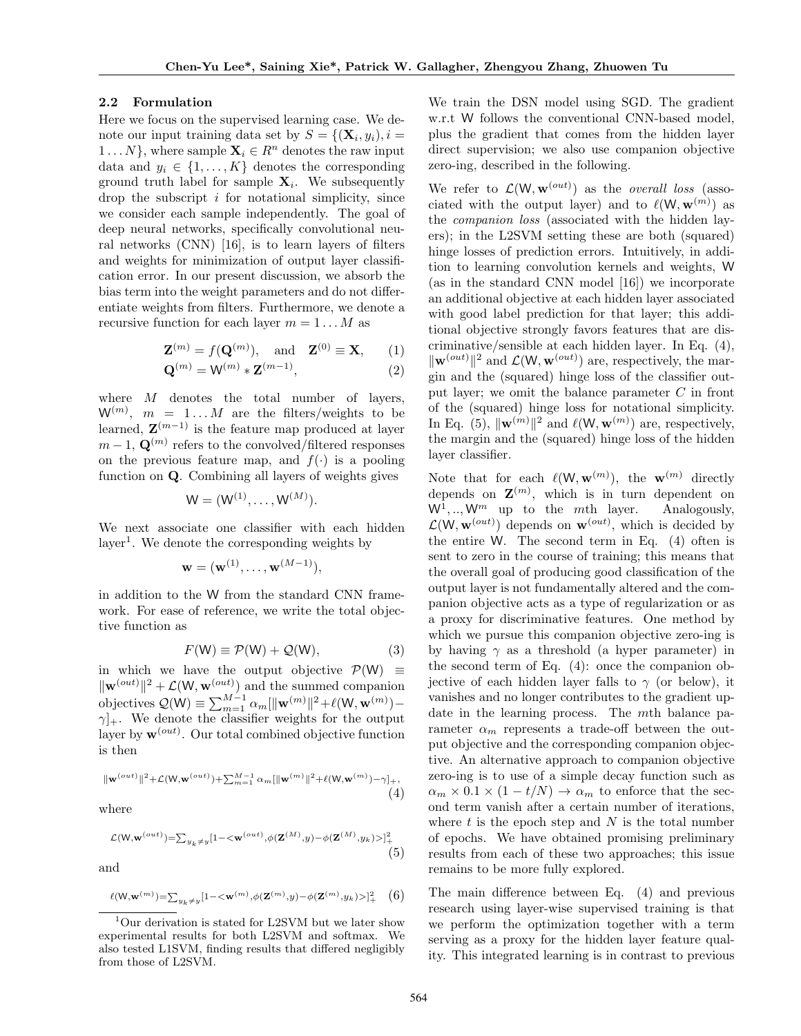### 2.2 Formulation

Here we focus on the supervised learning case. We denote our input training data set by $S = \{(\mathbf{X}_i, y_i), i = 1 \dots N\}$, where sample $\mathbf{X}_i \in R^n$ denotes the raw input data and $y_i \in \{1, \dots, K\}$ denotes the corresponding ground truth label for sample $\mathbf{X}_i$. We subsequently drop the subscript $i$ for notational simplicity, since we consider each sample independently. The goal of deep neural networks, specifically convolutional neural networks (CNN) [16], is to learn layers of filters and weights for minimization of output layer classification error. In our present discussion, we absorb the bias term into the weight parameters and do not differentiate weights from filters. Furthermore, we denote a recursive function for each layer $m = 1 \dots M$ as

$$\mathbf{Z}^{(m)} = f(\mathbf{Q}^{(m)}), \quad \text{and} \quad \mathbf{Z}^{(0)} \equiv \mathbf{X}, \tag{1}$$

$$\mathbf{Q}^{(m)} = \mathsf{W}^{(m)} * \mathbf{Z}^{(m-1)}, \tag{2}$$

where $M$ denotes the total number of layers, $\mathsf{W}^{(m)}$, $m = 1 \dots M$ are the filters/weights to be learned, $\mathbf{Z}^{(m-1)}$ is the feature map produced at layer $m-1$, $\mathbf{Q}^{(m)}$ refers to the convolved/filtered responses on the previous feature map, and $f(\cdot)$ is a pooling function on $\mathbf{Q}$. Combining all layers of weights gives

$$\mathsf{W} = (\mathsf{W}^{(1)}, \dots, \mathsf{W}^{(M)}).$$

We next associate one classifier with each hidden layer[1]. We denote the corresponding weights by

$$\mathbf{w} = (\mathbf{w}^{(1)}, \dots, \mathbf{w}^{(M-1)}),$$

in addition to the $\mathsf{W}$ from the standard CNN framework. For ease of reference, we write the total objective function as

$$F(\mathsf{W}) \equiv \mathcal{P}(\mathsf{W}) + \mathcal{Q}(\mathsf{W}), \tag{3}$$

in which we have the output objective $\mathcal{P}(\mathsf{W}) \equiv \|\mathbf{w}^{(out)}\|^2 + \mathcal{L}(\mathsf{W}, \mathbf{w}^{(out)})$ and the summed companion objectives $\mathcal{Q}(\mathsf{W}) \equiv \sum_{m=1}^{M-1} \alpha_m [\|\mathbf{w}^{(m)}\|^2 + \ell(\mathsf{W}, \mathbf{w}^{(m)}) - \gamma]_+$. We denote the classifier weights for the output layer by $\mathbf{w}^{(out)}$. Our total combined objective function is then

$$\|\mathbf{w}^{(out)}\|^2 + \mathcal{L}(\mathsf{W}, \mathbf{w}^{(out)}) + \sum_{m=1}^{M-1} \alpha_m [\|\mathbf{w}^{(m)}\|^2 + \ell(\mathsf{W}, \mathbf{w}^{(m)}) - \gamma]_+, \tag{4}$$

where

$$\mathcal{L}(\mathsf{W}, \mathbf{w}^{(out)}) = \sum_{y_k \neq y} [1 - <\mathbf{w}^{(out)}, \phi(\mathbf{Z}^{(M)}, y) - \phi(\mathbf{Z}^{(M)}, y_k)>]_+^2 \tag{5}$$

and

$$\ell(\mathsf{W}, \mathbf{w}^{(m)}) = \sum_{y_k \neq y} [1 - <\mathbf{w}^{(m)}, \phi(\mathbf{Z}^{(m)}, y) - \phi(\mathbf{Z}^{(m)}, y_k)>]_+^2 \tag{6}$$

[1] Our derivation is stated for L2SVM but we later show experimental results for both L2SVM and softmax. We also tested L1SVM, finding results that differed negligibly from those of L2SVM.

We train the DSN model using SGD. The gradient w.r.t $\mathsf{W}$ follows the conventional CNN-based model, plus the gradient that comes from the hidden layer direct supervision; we also use companion objective zero-ing, described in the following.

We refer to $\mathcal{L}(\mathsf{W}, \mathbf{w}^{(out)})$ as the *overall loss* (associated with the output layer) and to $\ell(\mathsf{W}, \mathbf{w}^{(m)})$ as the *companion loss* (associated with the hidden layers); in the L2SVM setting these are both (squared) hinge losses of prediction errors. Intuitively, in addition to learning convolution kernels and weights, $\mathsf{W}$ (as in the standard CNN model [16]) we incorporate an additional objective at each hidden layer associated with good label prediction for that layer; this additional objective strongly favors features that are discriminative/sensible at each hidden layer. In Eq. (4), $\|\mathbf{w}^{(out)}\|^2$ and $\mathcal{L}(\mathsf{W}, \mathbf{w}^{(out)})$ are, respectively, the margin and the (squared) hinge loss of the classifier output layer; we omit the balance parameter $C$ in front of the (squared) hinge loss for notational simplicity. In Eq. (5), $\|\mathbf{w}^{(m)}\|^2$ and $\ell(\mathsf{W}, \mathbf{w}^{(m)})$ are, respectively, the margin and the (squared) hinge loss of the hidden layer classifier.

Note that for each $\ell(\mathsf{W}, \mathbf{w}^{(m)})$, the $\mathbf{w}^{(m)}$ directly depends on $\mathbf{Z}^{(m)}$, which is in turn dependent on $\mathsf{W}^1, .., \mathsf{W}^m$ up to the $m$th layer. Analogously, $\mathcal{L}(\mathsf{W}, \mathbf{w}^{(out)})$ depends on $\mathbf{w}^{(out)}$, which is decided by the entire $\mathsf{W}$. The second term in Eq. (4) often is sent to zero in the course of training; this means that the overall goal of producing good classification of the output layer is not fundamentally altered and the companion objective acts as a type of regularization or as a proxy for discriminative features. One method by which we pursue this companion objective zero-ing is by having $\gamma$ as a threshold (a hyper parameter) in the second term of Eq. (4): once the companion objective of each hidden layer falls to $\gamma$ (or below), it vanishes and no longer contributes to the gradient update in the learning process. The $m$th balance parameter $\alpha_m$ represents a trade-off between the output objective and the corresponding companion objective. An alternative approach to companion objective zero-ing is to use of a simple decay function such as $\alpha_m \times 0.1 \times (1 - t/N) \rightarrow \alpha_m$ to enforce that the second term vanish after a certain number of iterations, where $t$ is the epoch step and $N$ is the total number of epochs. We have obtained promising preliminary results from each of these two approaches; this issue remains to be more fully explored.

The main difference between Eq. (4) and previous research using layer-wise supervised training is that we perform the optimization together with a term serving as a proxy for the hidden layer feature quality. This integrated learning is in contrast to previous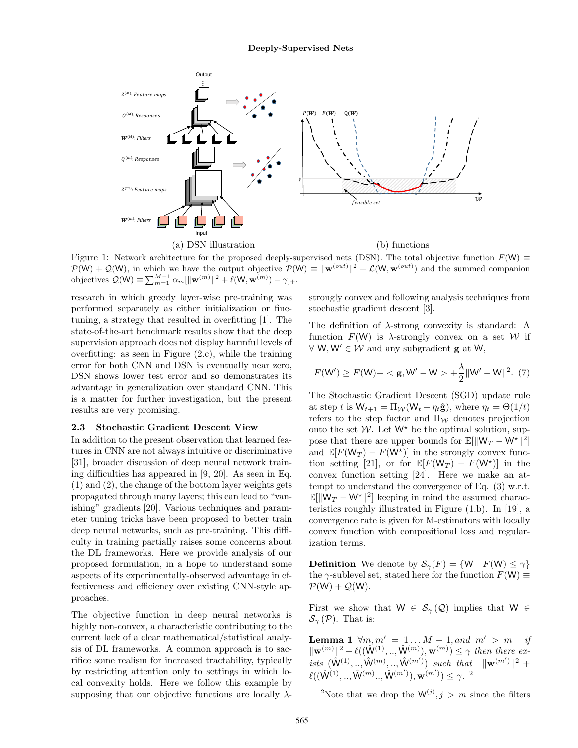Figure 1: Network architecture for the proposed deeply-supervised nets (DSN). The total objective function $F(\mathsf{W}) \equiv \mathcal{P}(\mathsf{W}) + \mathcal{Q}(\mathsf{W})$, in which we have the output objective $\mathcal{P}(\mathsf{W}) \equiv \|\mathbf{w}^{(out)}\|^2 + \mathcal{L}(\mathsf{W}, \mathbf{w}^{(out)})$ and the summed companion objectives $\mathcal{Q}(\mathsf{W}) \equiv \sum_{m=1}^{M-1} \alpha_m [\|\mathbf{w}^{(m)}\|^2 + \ell(\mathsf{W}, \mathbf{w}^{(m)}) - \gamma]_+$.

research in which greedy layer-wise pre-training was performed separately as either initialization or fine-tuning, a strategy that resulted in overfitting [1]. The state-of-the-art benchmark results show that the deep supervision approach does not display harmful levels of overfitting: as seen in Figure (2.c), while the training error for both CNN and DSN is eventually near zero, DSN shows lower test error and so demonstrates its advantage in generalization over standard CNN. This is a matter for further investigation, but the present results are very promising.

### 2.3 Stochastic Gradient Descent View

In addition to the present observation that learned features in CNN are not always intuitive or discriminative [31], broader discussion of deep neural network training difficulties has appeared in [9, 20]. As seen in Eq. (1) and (2), the change of the bottom layer weights gets propagated through many layers; this can lead to "vanishing" gradients [20]. Various techniques and parameter tuning tricks have been proposed to better train deep neural networks, such as pre-training. This difficulty in training partially raises some concerns about the DL frameworks. Here we provide analysis of our proposed formulation, in a hope to understand some aspects of its experimentally-observed advantage in effectiveness and efficiency over existing CNN-style approaches.

The objective function in deep neural networks is highly non-convex, a characteristic contributing to the current lack of a clear mathematical/statistical analysis of DL frameworks. A common approach is to sacrifice some realism for increased tractability, typically by restricting attention only to settings in which local convexity holds. Here we follow this example by supposing that our objective functions are locally $\lambda$-strongly convex and following analysis techniques from stochastic gradient descent [3].

The definition of $\lambda$-strong convexity is standard: A function $F(\mathsf{W})$ is $\lambda$-strongly convex on a set $\mathcal{W}$ if $\forall\, \mathsf{W}, \mathsf{W}' \in \mathcal{W}$ and any subgradient $\mathbf{g}$ at $\mathsf{W}$,

$$F(\mathsf{W}') \geq F(\mathsf{W}) + < \mathbf{g}, \mathsf{W}' - \mathsf{W} > + \frac{\lambda}{2}\|\mathsf{W}' - \mathsf{W}\|^2. \quad (7)$$

The Stochastic Gradient Descent (SGD) update rule at step $t$ is $\mathsf{W}_{t+1} = \Pi_{\mathcal{W}}(\mathsf{W}_t - \eta_t \hat{\mathbf{g}})$, where $\eta_t = \Theta(1/t)$ refers to the step factor and $\Pi_{\mathcal{W}}$ denotes projection onto the set $\mathcal{W}$. Let $\mathsf{W}^\star$ be the optimal solution, suppose that there are upper bounds for $\mathbb{E}[\|\mathsf{W}_T - \mathsf{W}^\star\|^2]$ and $\mathbb{E}[F(\mathsf{W}_T) - F(\mathsf{W}^\star)]$ in the strongly convex function setting [21], or for $\mathbb{E}[F(\mathsf{W}_T) - F(\mathsf{W}^\star)]$ in the convex function setting [24]. Here we make an attempt to understand the convergence of Eq. (3) w.r.t. $\mathbb{E}[\|\mathsf{W}_T - \mathsf{W}^\star\|^2]$ keeping in mind the assumed characteristics roughly illustrated in Figure (1.b). In [19], a convergence rate is given for M-estimators with locally convex function with compositional loss and regularization terms.

**Definition** We denote by $\mathcal{S}_\gamma(F) = \{\mathsf{W} \mid F(\mathsf{W}) \leq \gamma\}$ the $\gamma$-sublevel set, stated here for the function $F(\mathsf{W}) \equiv \mathcal{P}(\mathsf{W}) + \mathcal{Q}(\mathsf{W})$.

First we show that $\mathsf{W} \in \mathcal{S}_\gamma(\mathcal{Q})$ implies that $\mathsf{W} \in \mathcal{S}_\gamma(\mathcal{P})$. That is:

**Lemma 1** *$\forall m, m' = 1 \ldots M-1$, and $m' > m$ if $\|\mathbf{w}^{(m)}\|^2 + \ell((\hat{\mathsf{W}}^{(1)}, .., \hat{\mathsf{W}}^{(m)}), \mathbf{w}^{(m)}) \leq \gamma$ then there exists $(\hat{\mathsf{W}}^{(1)}, .., \hat{\mathsf{W}}^{(m)}, .., \hat{\mathsf{W}}^{(m')})$ such that $\|\mathbf{w}^{(m')}\|^2 + \ell((\hat{\mathsf{W}}^{(1)}, .., \hat{\mathsf{W}}^{(m)} .., \hat{\mathsf{W}}^{(m')}), \mathbf{w}^{(m')}) \leq \gamma$.* [2]

[2]Note that we drop the $\mathsf{W}^{(j)}, j > m$ since the filters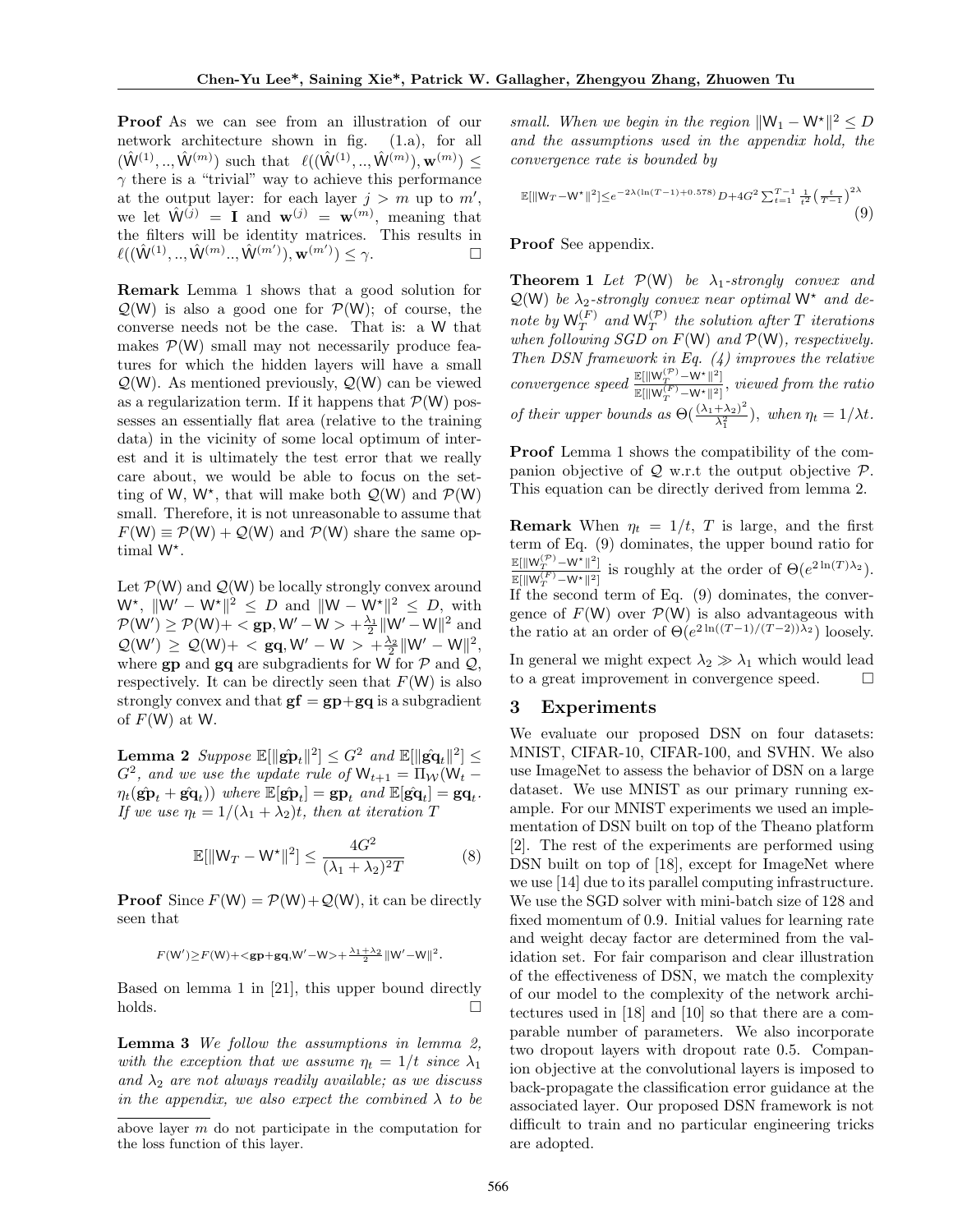**Proof** As we can see from an illustration of our network architecture shown in fig. (1.a), for all $(\hat{\mathsf{W}}^{(1)},..,\hat{\mathsf{W}}^{(m)})$ such that $\ell((\hat{\mathsf{W}}^{(1)},..,\hat{\mathsf{W}}^{(m)}),\mathbf{w}^{(m)}) \leq \gamma$ there is a "trivial" way to achieve this performance at the output layer: for each layer $j > m$ up to $m'$, we let $\hat{\mathsf{W}}^{(j)} = \mathbf{I}$ and $\mathbf{w}^{(j)} = \mathbf{w}^{(m)}$, meaning that the filters will be identity matrices. This results in $\ell((\hat{\mathsf{W}}^{(1)},..,\hat{\mathsf{W}}^{(m)}..,\hat{\mathsf{W}}^{(m')}),\mathbf{w}^{(m')}) \leq \gamma$. □

**Remark** Lemma 1 shows that a good solution for $\mathcal{Q}(\mathsf{W})$ is also a good one for $\mathcal{P}(\mathsf{W})$; of course, the converse needs not be the case. That is: a W that makes $\mathcal{P}(\mathsf{W})$ small may not necessarily produce features for which the hidden layers will have a small $\mathcal{Q}(\mathsf{W})$. As mentioned previously, $\mathcal{Q}(\mathsf{W})$ can be viewed as a regularization term. If it happens that $\mathcal{P}(\mathsf{W})$ possesses an essentially flat area (relative to the training data) in the vicinity of some local optimum of interest and it is ultimately the test error that we really care about, we would be able to focus on the setting of W, $\mathsf{W}^\star$, that will make both $\mathcal{Q}(\mathsf{W})$ and $\mathcal{P}(\mathsf{W})$ small. Therefore, it is not unreasonable to assume that $F(\mathsf{W}) \equiv \mathcal{P}(\mathsf{W}) + \mathcal{Q}(\mathsf{W})$ and $\mathcal{P}(\mathsf{W})$ share the same optimal $\mathsf{W}^\star$.

Let $\mathcal{P}(\mathsf{W})$ and $\mathcal{Q}(\mathsf{W})$ be locally strongly convex around $\mathsf{W}^\star$, $\|\mathsf{W}' - \mathsf{W}^\star\|^2 \leq D$ and $\|\mathsf{W} - \mathsf{W}^\star\|^2 \leq D$, with $\mathcal{P}(\mathsf{W}') \geq \mathcal{P}(\mathsf{W}) + <\mathbf{gp}, \mathsf{W}' - \mathsf{W}> + \frac{\lambda_1}{2}\|\mathsf{W}' - \mathsf{W}\|^2$ and $\mathcal{Q}(\mathsf{W}') \geq \mathcal{Q}(\mathsf{W}) + <\mathbf{gq}, \mathsf{W}' - \mathsf{W}> + \frac{\lambda_2}{2}\|\mathsf{W}' - \mathsf{W}\|^2$, where $\mathbf{gp}$ and $\mathbf{gq}$ are subgradients for W for $\mathcal{P}$ and $\mathcal{Q}$, respectively. It can be directly seen that $F(\mathsf{W})$ is also strongly convex and that $\mathbf{gf} = \mathbf{gp} + \mathbf{gq}$ is a subgradient of $F(\mathsf{W})$ at W.

**Lemma 2** *Suppose* $\mathbb{E}[\|\hat{\mathbf{gp}}_t\|^2] \leq G^2$ *and* $\mathbb{E}[\|\hat{\mathbf{gq}}_t\|^2] \leq G^2$*, and we use the update rule of* $\mathsf{W}_{t+1} = \Pi_{\mathcal{W}}(\mathsf{W}_t - \eta_t(\hat{\mathbf{gp}}_t + \hat{\mathbf{gq}}_t))$ *where* $\mathbb{E}[\hat{\mathbf{gp}}_t] = \mathbf{gp}_t$ *and* $\mathbb{E}[\hat{\mathbf{gq}}_t] = \mathbf{gq}_t$*. If we use* $\eta_t = 1/(\lambda_1 + \lambda_2)t$*, then at iteration* $T$

$$\mathbb{E}[\|\mathsf{W}_T - \mathsf{W}^\star\|^2] \leq \frac{4G^2}{(\lambda_1 + \lambda_2)^2 T} \tag{8}$$

**Proof** Since $F(\mathsf{W}) = \mathcal{P}(\mathsf{W}) + \mathcal{Q}(\mathsf{W})$, it can be directly seen that

$$F(\mathsf{W}') \geq F(\mathsf{W}) + <\mathbf{gp}+\mathbf{gq}, \mathsf{W}'-\mathsf{W}> + \tfrac{\lambda_1+\lambda_2}{2}\|\mathsf{W}'-\mathsf{W}\|^2.$$

Based on lemma 1 in [21], this upper bound directly holds. □

**Lemma 3** *We follow the assumptions in lemma 2, with the exception that we assume* $\eta_t = 1/t$ *since* $\lambda_1$ *and* $\lambda_2$ *are not always readily available; as we discuss in the appendix, we also expect the combined* $\lambda$ *to be small. When we begin in the region* $\|\mathsf{W}_1 - \mathsf{W}^\star\|^2 \leq D$ *and the assumptions used in the appendix hold, the convergence rate is bounded by*

$$\mathbb{E}[\|\mathsf{W}_T - \mathsf{W}^\star\|^2] \leq e^{-2\lambda(\ln(T-1)+0.578)} D + 4G^2 \sum_{t=1}^{T-1} \frac{1}{t^2}\left(\frac{t}{T-1}\right)^{2\lambda} \tag{9}$$

**Proof** See appendix.

**Theorem 1** *Let* $\mathcal{P}(\mathsf{W})$ *be* $\lambda_1$*-strongly convex and* $\mathcal{Q}(\mathsf{W})$ *be* $\lambda_2$*-strongly convex near optimal* $\mathsf{W}^\star$ *and denote by* $\mathsf{W}_T^{(F)}$ *and* $\mathsf{W}_T^{(\mathcal{P})}$ *the solution after* $T$ *iterations when following SGD on* $F(\mathsf{W})$ *and* $\mathcal{P}(\mathsf{W})$*, respectively. Then DSN framework in Eq. (4) improves the relative convergence speed* $\frac{\mathbb{E}[\|\mathsf{W}_T^{(\mathcal{P})} - \mathsf{W}^\star\|^2]}{\mathbb{E}[\|\mathsf{W}_T^{(F)} - \mathsf{W}^\star\|^2]}$*, viewed from the ratio of their upper bounds as* $\Theta(\frac{(\lambda_1+\lambda_2)^2}{\lambda_1^2})$*, when* $\eta_t = 1/\lambda t$*.*

**Proof** Lemma 1 shows the compatibility of the companion objective of $\mathcal{Q}$ w.r.t the output objective $\mathcal{P}$. This equation can be directly derived from lemma 2.

**Remark** When $\eta_t = 1/t$, $T$ is large, and the first term of Eq. (9) dominates, the upper bound ratio for $\frac{\mathbb{E}[\|\mathsf{W}_T^{(\mathcal{P})} - \mathsf{W}^\star\|^2]}{\mathbb{E}[\|\mathsf{W}_T^{(F)} - \mathsf{W}^\star\|^2]}$ is roughly at the order of $\Theta(e^{2\ln(T)\lambda_2})$. If the second term of Eq. (9) dominates, the convergence of $F(\mathsf{W})$ over $\mathcal{P}(\mathsf{W})$ is also advantageous with the ratio at an order of $\Theta(e^{2\ln((T-1)/(T-2))\lambda_2})$ loosely.

In general we might expect $\lambda_2 \gg \lambda_1$ which would lead to a great improvement in convergence speed. □

## 3 Experiments

We evaluate our proposed DSN on four datasets: MNIST, CIFAR-10, CIFAR-100, and SVHN. We also use ImageNet to assess the behavior of DSN on a large dataset. We use MNIST as our primary running example. For our MNIST experiments we used an implementation of DSN built on top of the Theano platform [2]. The rest of the experiments are performed using DSN built on top of [18], except for ImageNet where we use [14] due to its parallel computing infrastructure. We use the SGD solver with mini-batch size of 128 and fixed momentum of 0.9. Initial values for learning rate and weight decay factor are determined from the validation set. For fair comparison and clear illustration of the effectiveness of DSN, we match the complexity of our model to the complexity of the network architectures used in [18] and [10] so that there are a comparable number of parameters. We also incorporate two dropout layers with dropout rate 0.5. Companion objective at the convolutional layers is imposed to back-propagate the classification error guidance at the associated layer. Our proposed DSN framework is not difficult to train and no particular engineering tricks are adopted.

above layer $m$ do not participate in the computation for the loss function of this layer.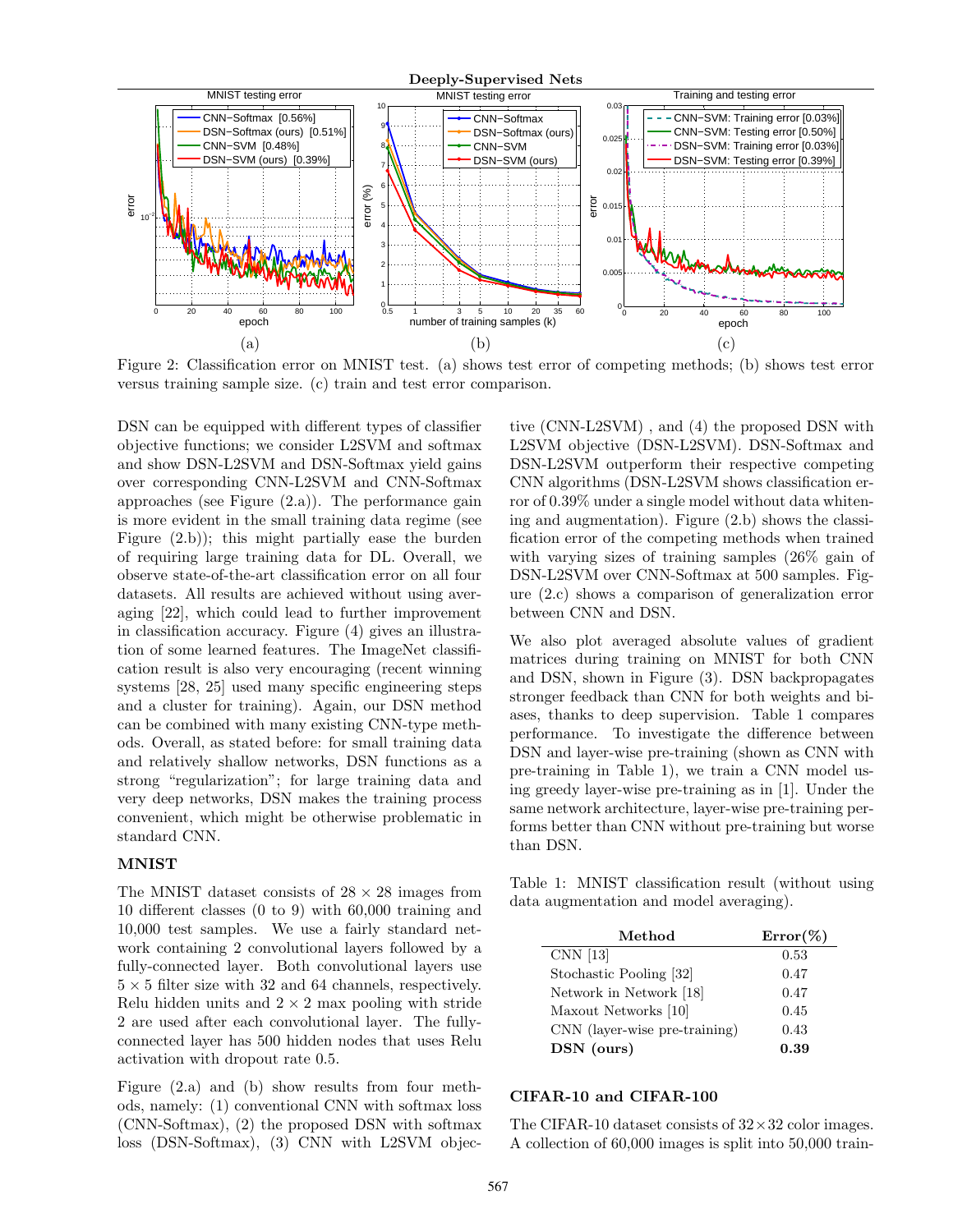Figure 2: Classification error on MNIST test. (a) shows test error of competing methods; (b) shows test error versus training sample size. (c) train and test error comparison.

DSN can be equipped with different types of classifier objective functions; we consider L2SVM and softmax and show DSN-L2SVM and DSN-Softmax yield gains over corresponding CNN-L2SVM and CNN-Softmax approaches (see Figure (2.a)). The performance gain is more evident in the small training data regime (see Figure (2.b)); this might partially ease the burden of requiring large training data for DL. Overall, we observe state-of-the-art classification error on all four datasets. All results are achieved without using averaging [22], which could lead to further improvement in classification accuracy. Figure (4) gives an illustration of some learned features. The ImageNet classification result is also very encouraging (recent winning systems [28, 25] used many specific engineering steps and a cluster for training). Again, our DSN method can be combined with many existing CNN-type methods. Overall, as stated before: for small training data and relatively shallow networks, DSN functions as a strong "regularization"; for large training data and very deep networks, DSN makes the training process convenient, which might be otherwise problematic in standard CNN.

## MNIST

The MNIST dataset consists of $28 \times 28$ images from 10 different classes (0 to 9) with 60,000 training and 10,000 test samples. We use a fairly standard network containing 2 convolutional layers followed by a fully-connected layer. Both convolutional layers use $5 \times 5$ filter size with 32 and 64 channels, respectively. Relu hidden units and $2 \times 2$ max pooling with stride 2 are used after each convolutional layer. The fully-connected layer has 500 hidden nodes that uses Relu activation with dropout rate 0.5.

Figure (2.a) and (b) show results from four methods, namely: (1) conventional CNN with softmax loss (CNN-Softmax), (2) the proposed DSN with softmax loss (DSN-Softmax), (3) CNN with L2SVM objective (CNN-L2SVM) , and (4) the proposed DSN with L2SVM objective (DSN-L2SVM). DSN-Softmax and DSN-L2SVM outperform their respective competing CNN algorithms (DSN-L2SVM shows classification error of 0.39% under a single model without data whitening and augmentation). Figure (2.b) shows the classification error of the competing methods when trained with varying sizes of training samples (26% gain of DSN-L2SVM over CNN-Softmax at 500 samples. Figure (2.c) shows a comparison of generalization error between CNN and DSN.

We also plot averaged absolute values of gradient matrices during training on MNIST for both CNN and DSN, shown in Figure (3). DSN backpropagates stronger feedback than CNN for both weights and biases, thanks to deep supervision. Table 1 compares performance. To investigate the difference between DSN and layer-wise pre-training (shown as CNN with pre-training in Table 1), we train a CNN model using greedy layer-wise pre-training as in [1]. Under the same network architecture, layer-wise pre-training performs better than CNN without pre-training but worse than DSN.

Table 1: MNIST classification result (without using data augmentation and model averaging).

| Method | Error(%) |
|---|---|
| CNN [13] | 0.53 |
| Stochastic Pooling [32] | 0.47 |
| Network in Network [18] | 0.47 |
| Maxout Networks [10] | 0.45 |
| CNN (layer-wise pre-training) | 0.43 |
| **DSN (ours)** | **0.39** |

## CIFAR-10 and CIFAR-100

The CIFAR-10 dataset consists of $32 \times 32$ color images. A collection of 60,000 images is split into 50,000 train-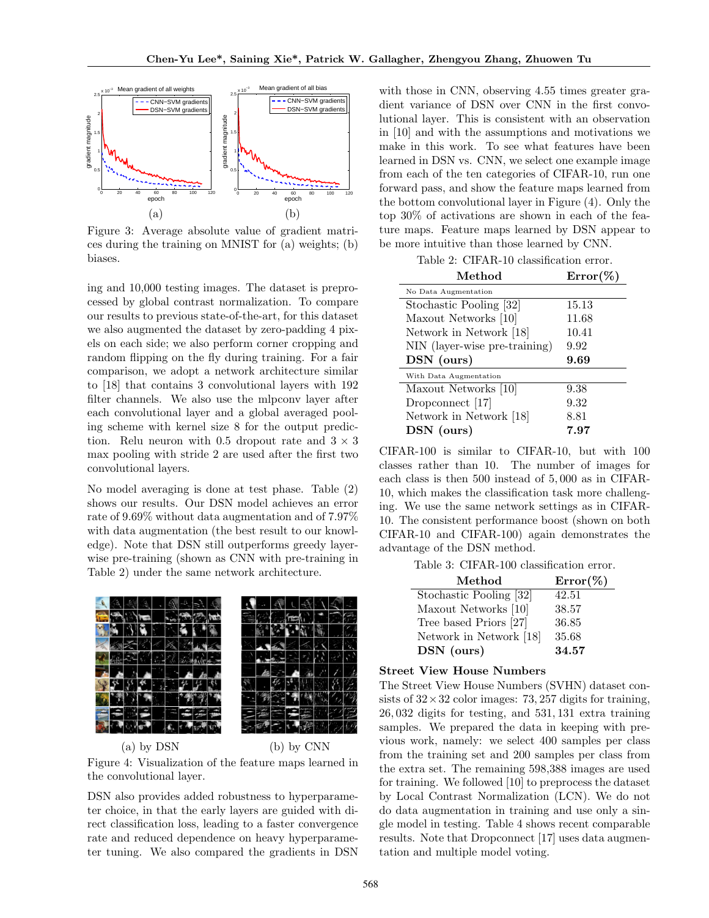Figure 3: Average absolute value of gradient matrices during the training on MNIST for (a) weights; (b) biases.

ing and 10,000 testing images. The dataset is preprocessed by global contrast normalization. To compare our results to previous state-of-the-art, for this dataset we also augmented the dataset by zero-padding 4 pixels on each side; we also perform corner cropping and random flipping on the fly during training. For a fair comparison, we adopt a network architecture similar to [18] that contains 3 convolutional layers with 192 filter channels. We also use the mlpconv layer after each convolutional layer and a global averaged pooling scheme with kernel size 8 for the output prediction. Relu neuron with 0.5 dropout rate and $3 \times 3$ max pooling with stride 2 are used after the first two convolutional layers.

No model averaging is done at test phase. Table (2) shows our results. Our DSN model achieves an error rate of 9.69% without data augmentation and of 7.97% with data augmentation (the best result to our knowledge). Note that DSN still outperforms greedy layer-wise pre-training (shown as CNN with pre-training in Table 2) under the same network architecture.

Figure 4: Visualization of the feature maps learned in the convolutional layer. (a) by DSN (b) by CNN

DSN also provides added robustness to hyperparameter choice, in that the early layers are guided with direct classification loss, leading to a faster convergence rate and reduced dependence on heavy hyperparameter tuning. We also compared the gradients in DSN with those in CNN, observing 4.55 times greater gradient variance of DSN over CNN in the first convolutional layer. This is consistent with an observation in [10] and with the assumptions and motivations we make in this work. To see what features have been learned in DSN vs. CNN, we select one example image from each of the ten categories of CIFAR-10, run one forward pass, and show the feature maps learned from the bottom convolutional layer in Figure (4). Only the top 30% of activations are shown in each of the feature maps. Feature maps learned by DSN appear to be more intuitive than those learned by CNN.

Table 2: CIFAR-10 classification error.

| Method | Error(%) |
|---|---|
| *No Data Augmentation* | |
| Stochastic Pooling [32] | 15.13 |
| Maxout Networks [10] | 11.68 |
| Network in Network [18] | 10.41 |
| NIN (layer-wise pre-training) | 9.92 |
| **DSN (ours)** | **9.69** |
| *With Data Augmentation* | |
| Maxout Networks [10] | 9.38 |
| Dropconnect [17] | 9.32 |
| Network in Network [18] | 8.81 |
| **DSN (ours)** | **7.97** |

CIFAR-100 is similar to CIFAR-10, but with 100 classes rather than 10. The number of images for each class is then 500 instead of 5,000 as in CIFAR-10, which makes the classification task more challenging. We use the same network settings as in CIFAR-10. The consistent performance boost (shown on both CIFAR-10 and CIFAR-100) again demonstrates the advantage of the DSN method.

Table 3: CIFAR-100 classification error.

| Method | Error(%) |
|---|---|
| Stochastic Pooling [32] | 42.51 |
| Maxout Networks [10] | 38.57 |
| Tree based Priors [27] | 36.85 |
| Network in Network [18] | 35.68 |
| **DSN (ours)** | **34.57** |

**Street View House Numbers**

The Street View House Numbers (SVHN) dataset consists of $32 \times 32$ color images: 73,257 digits for training, 26,032 digits for testing, and 531,131 extra training samples. We prepared the data in keeping with previous work, namely: we select 400 samples per class from the training set and 200 samples per class from the extra set. The remaining 598,388 images are used for training. We followed [10] to preprocess the dataset by Local Contrast Normalization (LCN). We do not do data augmentation in training and use only a single model in testing. Table 4 shows recent comparable results. Note that Dropconnect [17] uses data augmentation and multiple model voting.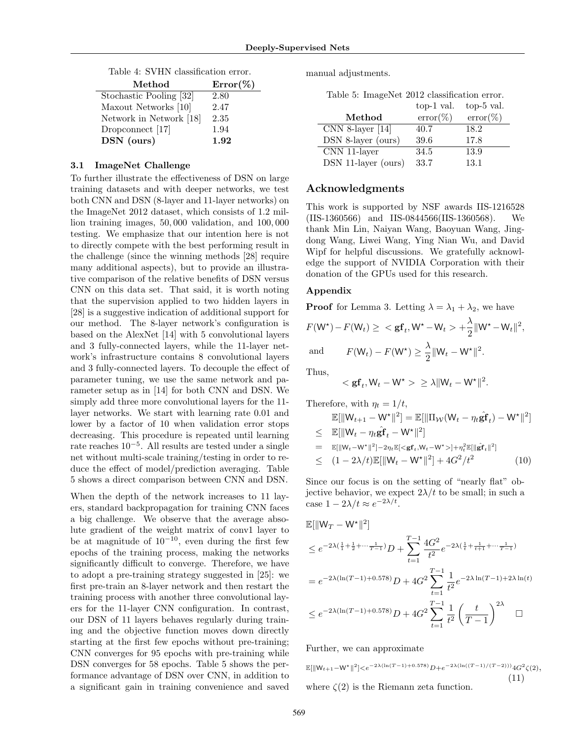Table 4: SVHN classification error.

| Method | Error(%) |
|---|---|
| Stochastic Pooling [32] | 2.80 |
| Maxout Networks [10] | 2.47 |
| Network in Network [18] | 2.35 |
| Dropconnect [17] | 1.94 |
| **DSN (ours)** | **1.92** |

### 3.1 ImageNet Challenge

To further illustrate the effectiveness of DSN on large training datasets and with deeper networks, we test both CNN and DSN (8-layer and 11-layer networks) on the ImageNet 2012 dataset, which consists of 1.2 million training images, 50,000 validation, and 100,000 testing. We emphasize that our intention here is not to directly compete with the best performing result in the challenge (since the winning methods [28] require many additional aspects), but to provide an illustrative comparison of the relative benefits of DSN versus CNN on this data set. That said, it is worth noting that the supervision applied to two hidden layers in [28] is a suggestive indication of additional support for our method. The 8-layer network's configuration is based on the AlexNet [14] with 5 convolutional layers and 3 fully-connected layers, while the 11-layer network's infrastructure contains 8 convolutional layers and 3 fully-connected layers. To decouple the effect of parameter tuning, we use the same network and parameter setup as in [14] for both CNN and DSN. We simply add three more convolutional layers for the 11-layer networks. We start with learning rate 0.01 and lower by a factor of 10 when validation error stops decreasing. This procedure is repeated until learning rate reaches $10^{-5}$. All results are tested under a single net without multi-scale training/testing in order to reduce the effect of model/prediction averaging. Table 5 shows a direct comparison between CNN and DSN.

When the depth of the network increases to 11 layers, standard backpropagation for training CNN faces a big challenge. We observe that the average absolute gradient of the weight matrix of conv1 layer to be at magnitude of $10^{-10}$, even during the first few epochs of the training process, making the networks significantly difficult to converge. Therefore, we have to adopt a pre-training strategy suggested in [25]: we first pre-train an 8-layer network and then restart the training process with another three convolutional layers for the 11-layer CNN configuration. In contrast, our DSN of 11 layers behaves regularly during training and the objective function moves down directly starting at the first few epochs without pre-training; CNN converges for 95 epochs with pre-training while DSN converges for 58 epochs. Table 5 shows the performance advantage of DSN over CNN, in addition to a significant gain in training convenience and saved manual adjustments.

Table 5: ImageNet 2012 classification error.

| Method | top-1 val. error(%) | top-5 val. error(%) |
|---|---|---|
| CNN 8-layer [14] | 40.7 | 18.2 |
| DSN 8-layer (ours) | 39.6 | 17.8 |
| CNN 11-layer | 34.5 | 13.9 |
| DSN 11-layer (ours) | 33.7 | 13.1 |

## Acknowledgments

This work is supported by NSF awards IIS-1216528 (IIS-1360566) and IIS-0844566(IIS-1360568). We thank Min Lin, Naiyan Wang, Baoyuan Wang, Jingdong Wang, Liwei Wang, Ying Nian Wu, and David Wipf for helpful discussions. We gratefully acknowledge the support of NVIDIA Corporation with their donation of the GPUs used for this research.

### Appendix

**Proof** for Lemma 3. Letting $\lambda = \lambda_1 + \lambda_2$, we have

$$F(\mathsf{W}^\star) - F(\mathsf{W}_t) \geq \; < \mathbf{gf}_t, \mathsf{W}^\star - \mathsf{W}_t > + \frac{\lambda}{2}\|\mathsf{W}^\star - \mathsf{W}_t\|^2,$$

and
$$F(\mathsf{W}_t) - F(\mathsf{W}^\star) \geq \frac{\lambda}{2}\|\mathsf{W}_t - \mathsf{W}^\star\|^2.$$

Thus,

$$< \mathbf{gf}_t, \mathsf{W}_t - \mathsf{W}^\star > \; \geq \lambda \|\mathsf{W}_t - \mathsf{W}^\star\|^2.$$

Therefore, with $\eta_t = 1/t$,

$$\begin{aligned}
&\mathbb{E}[\|\mathsf{W}_{t+1} - \mathsf{W}^\star\|^2] = \mathbb{E}[\|\Pi_{\mathcal{W}}(\mathsf{W}_t - \eta_t \hat{\mathbf{gf}}_t) - \mathsf{W}^\star\|^2] \\
\leq \;& \mathbb{E}[\|\mathsf{W}_t - \eta_t \hat{\mathbf{gf}}_t - \mathsf{W}^\star\|^2] \\
= \;& \mathbb{E}[\|\mathsf{W}_t - \mathsf{W}^\star\|^2] - 2\eta_t \mathbb{E}[< \mathbf{gf}_t, \mathsf{W}_t - \mathsf{W}^\star >] + \eta_t^2 \mathbb{E}[\|\hat{\mathbf{gf}}_t\|^2] \\
\leq \;& (1 - 2\lambda/t)\mathbb{E}[\|\mathsf{W}_t - \mathsf{W}^\star\|^2] + 4G^2/t^2 \qquad (10)
\end{aligned}$$

Since our focus is on the setting of "nearly flat" objective behavior, we expect $2\lambda/t$ to be small; in such a case $1 - 2\lambda/t \approx e^{-2\lambda/t}$.

$$\begin{aligned}
&\mathbb{E}[\|\mathsf{W}_T - \mathsf{W}^\star\|^2] \\
&\leq e^{-2\lambda(\frac{1}{1} + \frac{1}{2} + \cdots \frac{1}{T-1})} D + \sum_{t=1}^{T-1} \frac{4G^2}{t^2} e^{-2\lambda(\frac{1}{t} + \frac{1}{t+1} + \cdots \frac{1}{T-1})} \\
&= e^{-2\lambda(\ln(T-1) + 0.578)} D + 4G^2 \sum_{t=1}^{T-1} \frac{1}{t^2} e^{-2\lambda \ln(T-1) + 2\lambda \ln(t)} \\
&\leq e^{-2\lambda(\ln(T-1) + 0.578)} D + 4G^2 \sum_{t=1}^{T-1} \frac{1}{t^2} \left(\frac{t}{T-1}\right)^{2\lambda} \quad \square
\end{aligned}$$

Further, we can approximate

$$\mathbb{E}[\|\mathsf{W}_{t+1} - \mathsf{W}^\star\|^2] < e^{-2\lambda(\ln(T-1) + 0.578)} D + e^{-2\lambda(\ln((T-1)/(T-2)))} 4G^2 \zeta(2), \qquad (11)$$

where $\zeta(2)$ is the Riemann zeta function.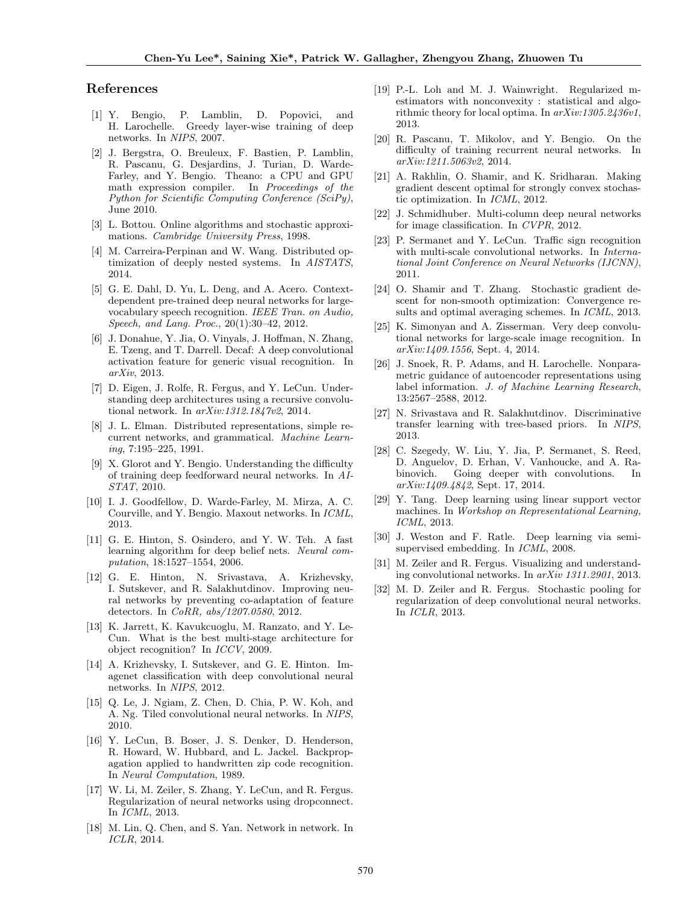## References

[1] Y. Bengio, P. Lamblin, D. Popovici, and H. Larochelle. Greedy layer-wise training of deep networks. In *NIPS*, 2007.

[2] J. Bergstra, O. Breuleux, F. Bastien, P. Lamblin, R. Pascanu, G. Desjardins, J. Turian, D. Warde-Farley, and Y. Bengio. Theano: a CPU and GPU math expression compiler. In *Proceedings of the Python for Scientific Computing Conference (SciPy)*, June 2010.

[3] L. Bottou. Online algorithms and stochastic approximations. *Cambridge University Press*, 1998.

[4] M. Carreira-Perpinan and W. Wang. Distributed optimization of deeply nested systems. In *AISTATS*, 2014.

[5] G. E. Dahl, D. Yu, L. Deng, and A. Acero. Context-dependent pre-trained deep neural networks for large-vocabulary speech recognition. *IEEE Tran. on Audio, Speech, and Lang. Proc.*, 20(1):30–42, 2012.

[6] J. Donahue, Y. Jia, O. Vinyals, J. Hoffman, N. Zhang, E. Tzeng, and T. Darrell. Decaf: A deep convolutional activation feature for generic visual recognition. In *arXiv*, 2013.

[7] D. Eigen, J. Rolfe, R. Fergus, and Y. LeCun. Understanding deep architectures using a recursive convolutional network. In *arXiv:1312.1847v2*, 2014.

[8] J. L. Elman. Distributed representations, simple recurrent networks, and grammatical. *Machine Learning*, 7:195–225, 1991.

[9] X. Glorot and Y. Bengio. Understanding the difficulty of training deep feedforward neural networks. In *AISTAT*, 2010.

[10] I. J. Goodfellow, D. Warde-Farley, M. Mirza, A. C. Courville, and Y. Bengio. Maxout networks. In *ICML*, 2013.

[11] G. E. Hinton, S. Osindero, and Y. W. Teh. A fast learning algorithm for deep belief nets. *Neural computation*, 18:1527–1554, 2006.

[12] G. E. Hinton, N. Srivastava, A. Krizhevsky, I. Sutskever, and R. Salakhutdinov. Improving neural networks by preventing co-adaptation of feature detectors. In *CoRR, abs/1207.0580*, 2012.

[13] K. Jarrett, K. Kavukcuoglu, M. Ranzato, and Y. LeCun. What is the best multi-stage architecture for object recognition? In *ICCV*, 2009.

[14] A. Krizhevsky, I. Sutskever, and G. E. Hinton. Imagenet classification with deep convolutional neural networks. In *NIPS*, 2012.

[15] Q. Le, J. Ngiam, Z. Chen, D. Chia, P. W. Koh, and A. Ng. Tiled convolutional neural networks. In *NIPS*, 2010.

[16] Y. LeCun, B. Boser, J. S. Denker, D. Henderson, R. Howard, W. Hubbard, and L. Jackel. Backpropagation applied to handwritten zip code recognition. In *Neural Computation*, 1989.

[17] W. Li, M. Zeiler, S. Zhang, Y. LeCun, and R. Fergus. Regularization of neural networks using dropconnect. In *ICML*, 2013.

[18] M. Lin, Q. Chen, and S. Yan. Network in network. In *ICLR*, 2014.

[19] P.-L. Loh and M. J. Wainwright. Regularized m-estimators with nonconvexity : statistical and algorithmic theory for local optima. In *arXiv:1305.2436v1*, 2013.

[20] R. Pascanu, T. Mikolov, and Y. Bengio. On the difficulty of training recurrent neural networks. In *arXiv:1211.5063v2*, 2014.

[21] A. Rakhlin, O. Shamir, and K. Sridharan. Making gradient descent optimal for strongly convex stochastic optimization. In *ICML*, 2012.

[22] J. Schmidhuber. Multi-column deep neural networks for image classification. In *CVPR*, 2012.

[23] P. Sermanet and Y. LeCun. Traffic sign recognition with multi-scale convolutional networks. In *International Joint Conference on Neural Networks (IJCNN)*, 2011.

[24] O. Shamir and T. Zhang. Stochastic gradient descent for non-smooth optimization: Convergence results and optimal averaging schemes. In *ICML*, 2013.

[25] K. Simonyan and A. Zisserman. Very deep convolutional networks for large-scale image recognition. In *arXiv:1409.1556*, Sept. 4, 2014.

[26] J. Snoek, R. P. Adams, and H. Larochelle. Nonparametric guidance of autoencoder representations using label information. *J. of Machine Learning Research*, 13:2567–2588, 2012.

[27] N. Srivastava and R. Salakhutdinov. Discriminative transfer learning with tree-based priors. In *NIPS*, 2013.

[28] C. Szegedy, W. Liu, Y. Jia, P. Sermanet, S. Reed, D. Anguelov, D. Erhan, V. Vanhoucke, and A. Rabinovich. Going deeper with convolutions. In *arXiv:1409.4842*, Sept. 17, 2014.

[29] Y. Tang. Deep learning using linear support vector machines. In *Workshop on Representational Learning, ICML*, 2013.

[30] J. Weston and F. Ratle. Deep learning via semi-supervised embedding. In *ICML*, 2008.

[31] M. Zeiler and R. Fergus. Visualizing and understanding convolutional networks. In *arXiv 1311.2901*, 2013.

[32] M. D. Zeiler and R. Fergus. Stochastic pooling for regularization of deep convolutional neural networks. In *ICLR*, 2013.